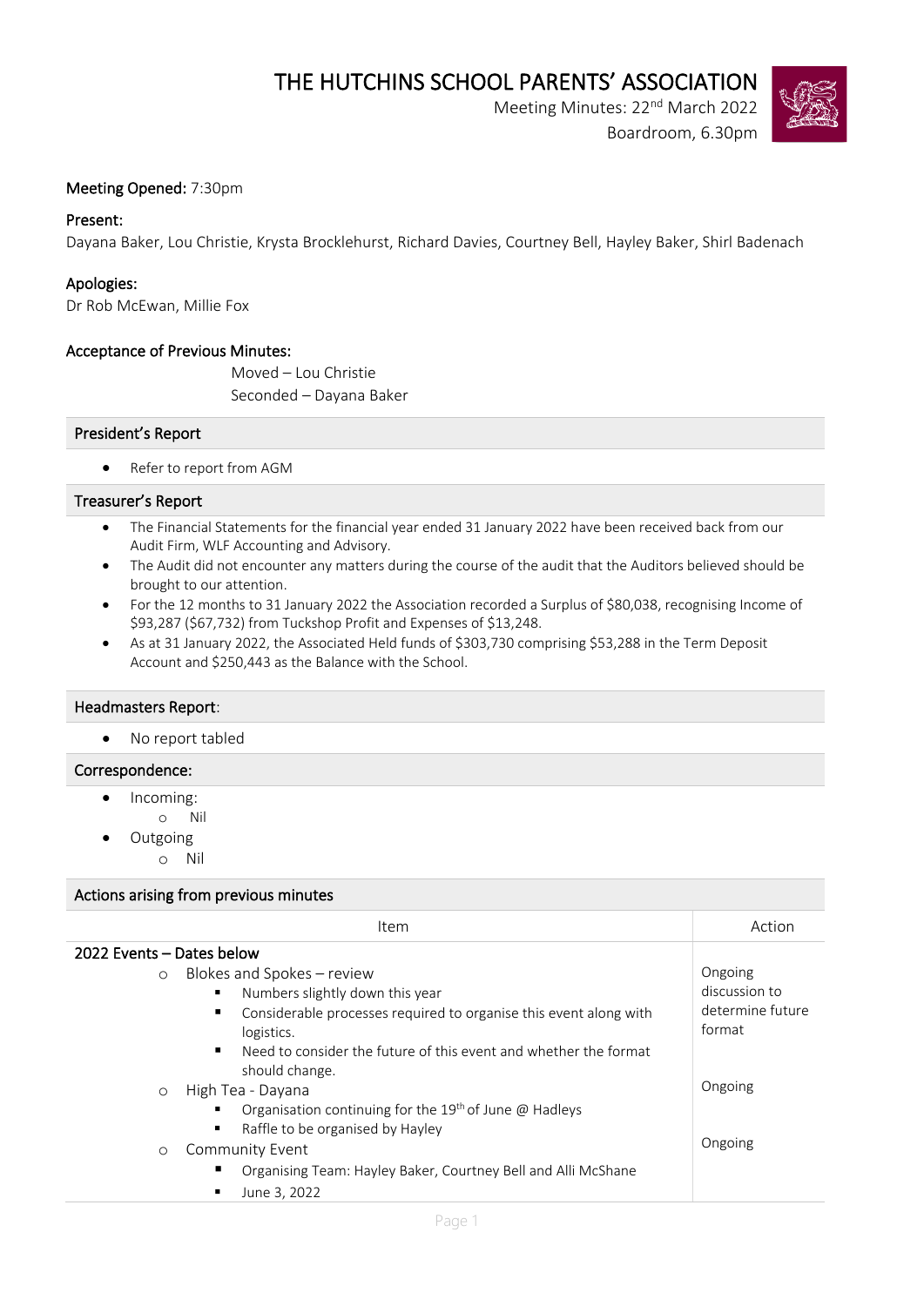# THE HUTCHINS SCHOOL PARENTS' ASSOCIATION

Meeting Minutes: 22nd March 2022

Boardroom, 6.30pm

**Meeting Opened:** 7:30pm

**Present:**
Dayana Baker, Lou Christie, Krysta Brocklehurst, Richard Davies, Courtney Bell, Hayley Baker, Shirl Badenach

**Apologies:**
Dr Rob McEwan, Millie Fox

**Acceptance of Previous Minutes:**

Moved – Lou Christie
Seconded – Dayana Baker

## President's Report

- Refer to report from AGM

## Treasurer's Report

- The Financial Statements for the financial year ended 31 January 2022 have been received back from our Audit Firm, WLF Accounting and Advisory.
- The Audit did not encounter any matters during the course of the audit that the Auditors believed should be brought to our attention.
- For the 12 months to 31 January 2022 the Association recorded a Surplus of $80,038, recognising Income of $93,287 ($67,732) from Tuckshop Profit and Expenses of $13,248.
- As at 31 January 2022, the Associated Held funds of $303,730 comprising $53,288 in the Term Deposit Account and $250,443 as the Balance with the School.

## Headmasters Report:

- No report tabled

## Correspondence:

- Incoming:
  - Nil
- Outgoing
  - Nil

## Actions arising from previous minutes

| Item | Action |
|---|---|
| **2022 Events – Dates below** | |
| ○ Blokes and Spokes – review<br>▪ Numbers slightly down this year<br>▪ Considerable processes required to organise this event along with logistics.<br>▪ Need to consider the future of this event and whether the format should change. | Ongoing discussion to determine future format |
| ○ High Tea - Dayana<br>▪ Organisation continuing for the 19th of June @ Hadleys<br>▪ Raffle to be organised by Hayley | Ongoing |
| ○ Community Event<br>▪ Organising Team: Hayley Baker, Courtney Bell and Alli McShane<br>▪ June 3, 2022 | Ongoing |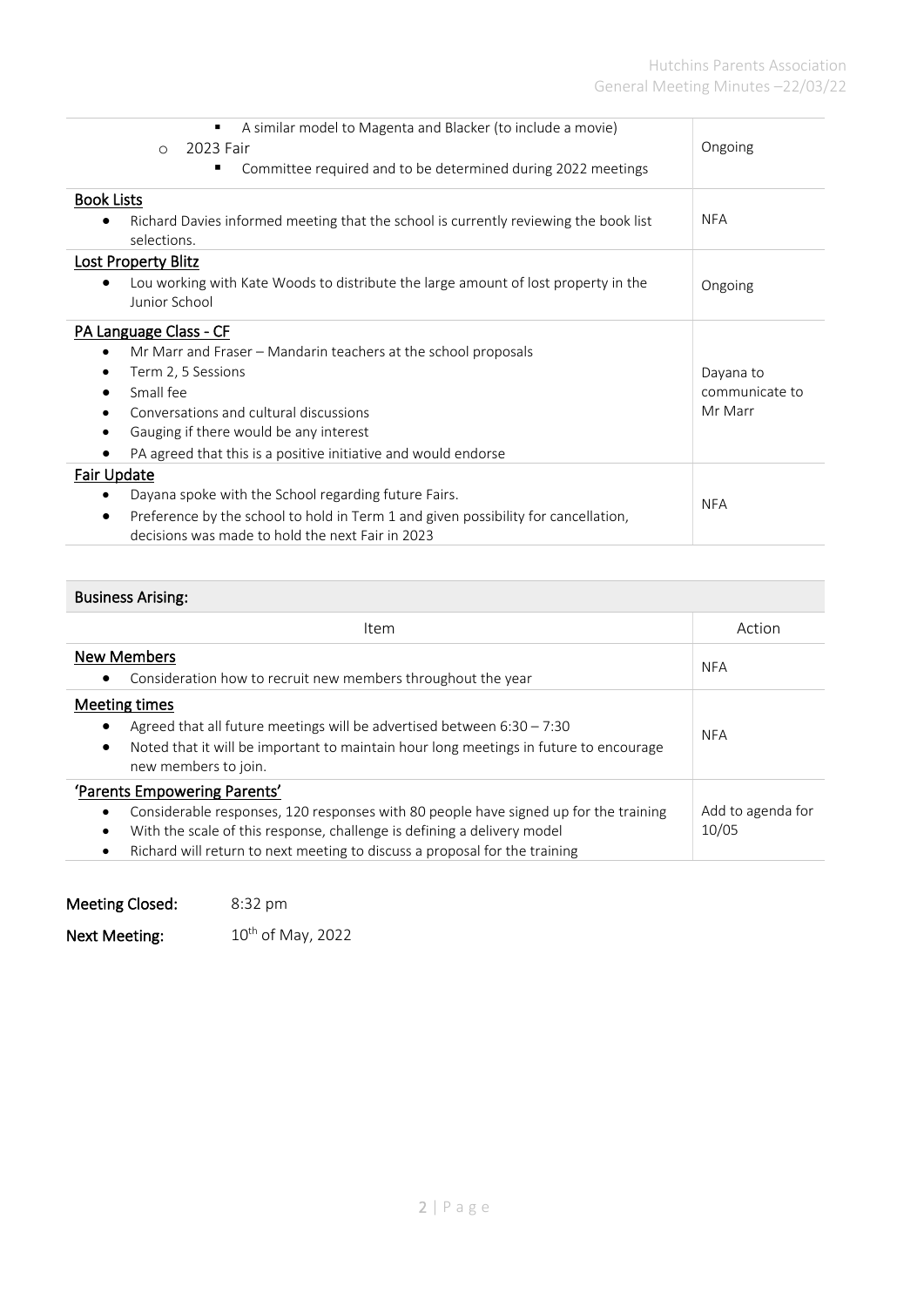| | |
|---|---|
| ▪ A similar model to Magenta and Blacker (to include a movie)<br>○ 2023 Fair<br>▪ Committee required and to be determined during 2022 meetings | Ongoing |
| <u>Book Lists</u><br>• Richard Davies informed meeting that the school is currently reviewing the book list selections. | NFA |
| <u>Lost Property Blitz</u><br>• Lou working with Kate Woods to distribute the large amount of lost property in the Junior School | Ongoing |
| <u>PA Language Class - CF</u><br>• Mr Marr and Fraser – Mandarin teachers at the school proposals<br>• Term 2, 5 Sessions<br>• Small fee<br>• Conversations and cultural discussions<br>• Gauging if there would be any interest<br>• PA agreed that this is a positive initiative and would endorse | Dayana to communicate to Mr Marr |
| <u>Fair Update</u><br>• Dayana spoke with the School regarding future Fairs.<br>• Preference by the school to hold in Term 1 and given possibility for cancellation, decisions was made to hold the next Fair in 2023 | NFA |

**Business Arising:**

| Item | Action |
|---|---|
| <u>New Members</u><br>• Consideration how to recruit new members throughout the year | NFA |
| <u>Meeting times</u><br>• Agreed that all future meetings will be advertised between 6:30 – 7:30<br>• Noted that it will be important to maintain hour long meetings in future to encourage new members to join. | NFA |
| <u>'Parents Empowering Parents'</u><br>• Considerable responses, 120 responses with 80 people have signed up for the training<br>• With the scale of this response, challenge is defining a delivery model<br>• Richard will return to next meeting to discuss a proposal for the training | Add to agenda for 10/05 |

**Meeting Closed:** 8:32 pm

**Next Meeting:** 10th of May, 2022